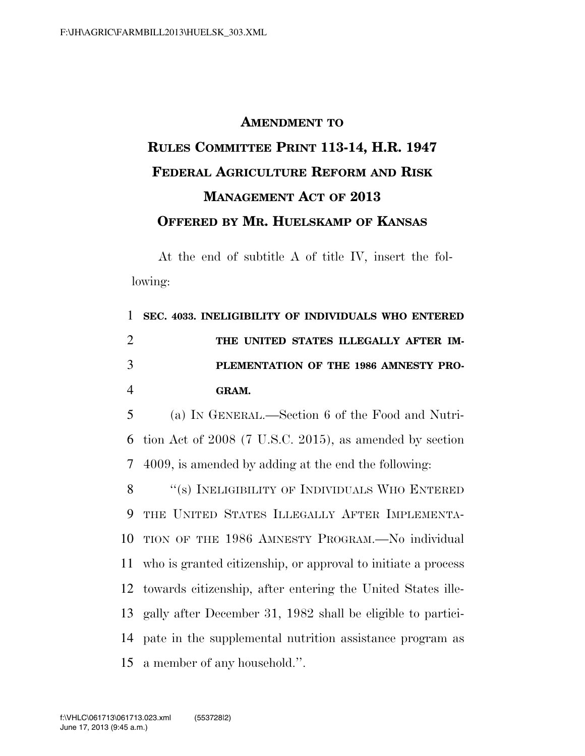**AMENDMENT TO**

**RULES COMMITTEE PRINT 113-14, H.R. 1947**

**FEDERAL AGRICULTURE REFORM AND RISK MANAGEMENT ACT OF 2013**

**OFFERED BY MR. HUELSKAMP OF KANSAS**

At the end of subtitle A of title IV, insert the following:

1 **SEC. 4033. INELIGIBILITY OF INDIVIDUALS WHO ENTERED**
2 **THE UNITED STATES ILLEGALLY AFTER IM-**
3 **PLEMENTATION OF THE 1986 AMNESTY PRO-**
4 **GRAM.**

5 (a) IN GENERAL.—Section 6 of the Food and Nutri-
6 tion Act of 2008 (7 U.S.C. 2015), as amended by section
7 4009, is amended by adding at the end the following:

8 "(s) INELIGIBILITY OF INDIVIDUALS WHO ENTERED
9 THE UNITED STATES ILLEGALLY AFTER IMPLEMENTA-
10 TION OF THE 1986 AMNESTY PROGRAM.—No individual
11 who is granted citizenship, or approval to initiate a process
12 towards citizenship, after entering the United States ille-
13 gally after December 31, 1982 shall be eligible to partici-
14 pate in the supplemental nutrition assistance program as
15 a member of any household.".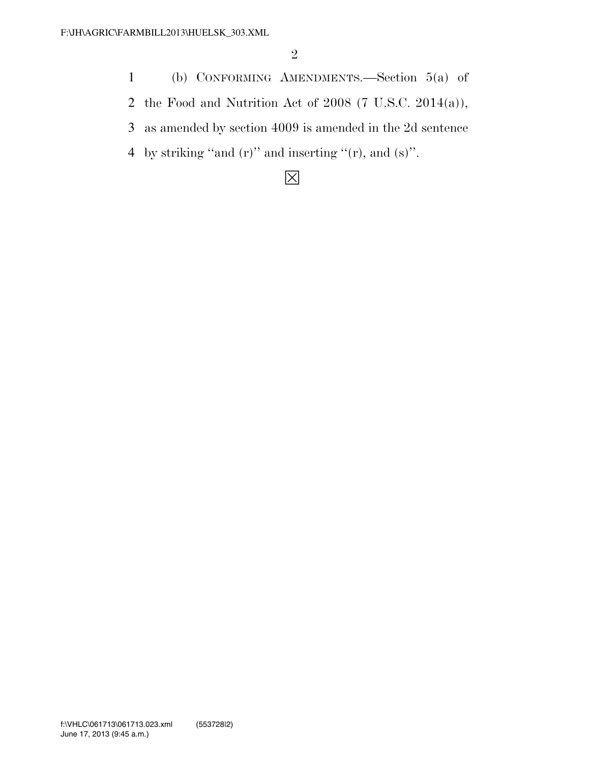(b) CONFORMING AMENDMENTS.—Section 5(a) of the Food and Nutrition Act of 2008 (7 U.S.C. 2014(a)), as amended by section 4009 is amended in the 2d sentence by striking ''and (r)'' and inserting ''(r), and (s)''.